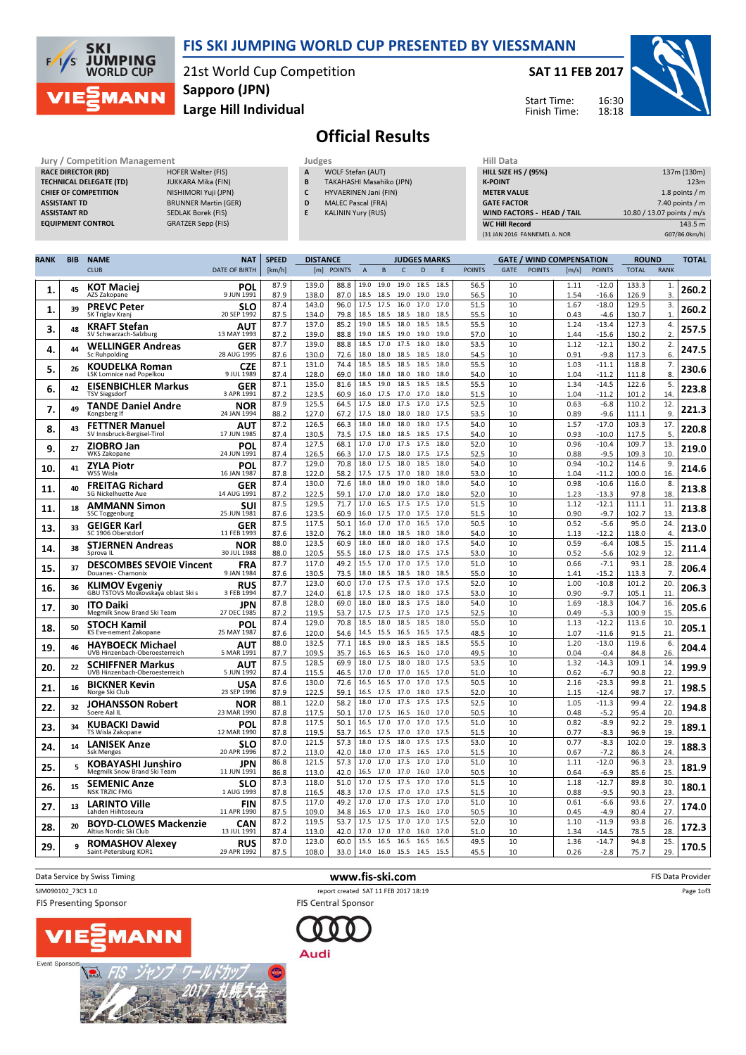# FIS SKI JUMPING WORLD CUP PRESENTED BY VIESSMANN

21st World Cup Competition
**Sapporo (JPN)**
**Large Hill Individual**

**SAT 11 FEB 2017**

Start Time: 16:30
Finish Time: 18:18

## Official Results

| Jury / Competition Management | |
|---|---|
| RACE DIRECTOR (RD) | HOFER Walter (FIS) |
| TECHNICAL DELEGATE (TD) | JUKKARA Mika (FIN) |
| CHIEF OF COMPETITION | NISHIMORI Yuji (JPN) |
| ASSISTANT TD | BRUNNER Martin (GER) |
| ASSISTANT RD | SEDLAK Borek (FIS) |
| EQUIPMENT CONTROL | GRATZER Sepp (FIS) |

| Judges | |
|---|---|
| A | WOLF Stefan (AUT) |
| B | TAKAHASHI Masahiko (JPN) |
| C | HYVAERINEN Jani (FIN) |
| D | MALEC Pascal (FRA) |
| E | KALININ Yury (RUS) |

| Hill Data | |
|---|---|
| HILL SIZE HS / (95%) | 137m (130m) |
| K-POINT | 123m |
| METER VALUE | 1.8 points / m |
| GATE FACTOR | 7.40 points / m |
| WIND FACTORS - HEAD / TAIL | 10.80 / 13.07 points / m/s |
| WC Hill Record | 143.5 m |
| (31 JAN 2016 FANNEMEL A. NOR | G07/86.0km/h) |

| RANK | BIB | NAME / CLUB | NAT / DATE OF BIRTH | SPEED [km/h] | DISTANCE [m] | DISTANCE POINTS | A | B | C | D | E | JUDGES POINTS | GATE | GATE POINTS | WIND [m/s] | WIND POINTS | ROUND TOTAL | ROUND RANK | TOTAL |
|---|---|---|---|---|---|---|---|---|---|---|---|---|---|---|---|---|---|---|---|
| 1. | 45 | KOT Maciej / AZS Zakopane | POL / 9 JUN 1991 | 87.9 | 139.0 | 88.8 | 19.0 | 19.0 | 19.0 | 18.5 | 18.5 | 56.5 | 10 | | 1.11 | -12.0 | 133.3 | 1. | 260.2 |
| | | | | 87.9 | 138.0 | 87.0 | 18.5 | 18.5 | 19.0 | 19.0 | 19.0 | 56.5 | 10 | | 1.54 | -16.6 | 126.9 | 3. | |
| 1. | 39 | PREVC Peter / SK Triglav Kranj | SLO / 20 SEP 1992 | 87.4 | 143.0 | 96.0 | 17.5 | 17.5 | 16.0 | 17.0 | 17.0 | 51.5 | 10 | | 1.67 | -18.0 | 129.5 | 3. | 260.2 |
| | | | | 87.5 | 134.0 | 79.8 | 18.5 | 18.5 | 18.5 | 18.0 | 18.5 | 55.5 | 10 | | 0.43 | -4.6 | 130.7 | 1. | |
| 3. | 48 | KRAFT Stefan / SV Schwarzach-Salzburg | AUT / 13 MAY 1993 | 87.7 | 137.0 | 85.2 | 19.0 | 18.5 | 18.0 | 18.5 | 18.5 | 55.5 | 10 | | 1.24 | -13.4 | 127.3 | 4. | 257.5 |
| | | | | 87.2 | 139.0 | 88.8 | 19.0 | 18.5 | 19.0 | 19.0 | 19.0 | 57.0 | 10 | | 1.44 | -15.6 | 130.2 | 2. | |
| 4. | 44 | WELLINGER Andreas / Sc Ruhpolding | GER / 28 AUG 1995 | 87.7 | 139.0 | 88.8 | 18.5 | 17.0 | 17.5 | 18.0 | 18.0 | 53.5 | 10 | | 1.12 | -12.1 | 130.2 | 2. | 247.5 |
| | | | | 87.6 | 130.0 | 72.6 | 18.0 | 18.0 | 18.5 | 18.5 | 18.0 | 54.5 | 10 | | 0.91 | -9.8 | 117.3 | 6. | |
| 5. | 26 | KOUDELKA Roman / LSK Lomnice nad Popelkou | CZE / 9 JUL 1989 | 87.1 | 131.0 | 74.4 | 18.5 | 18.5 | 18.5 | 18.5 | 18.0 | 55.5 | 10 | | 1.03 | -11.1 | 118.8 | 7. | 230.6 |
| | | | | 87.4 | 128.0 | 69.0 | 18.0 | 18.0 | 18.0 | 18.0 | 18.0 | 54.0 | 10 | | 1.04 | -11.2 | 111.8 | 8. | |
| 6. | 42 | EISENBICHLER Markus / TSV Siegsdorf | GER / 3 APR 1991 | 87.1 | 135.0 | 81.6 | 18.5 | 19.0 | 18.5 | 18.5 | 18.5 | 55.5 | 10 | | 1.34 | -14.5 | 122.6 | 5. | 223.8 |
| | | | | 87.2 | 123.5 | 60.9 | 16.0 | 17.5 | 17.0 | 17.0 | 18.0 | 51.5 | 10 | | 1.04 | -11.2 | 101.2 | 14. | |
| 7. | 49 | TANDE Daniel Andre / Kongsberg If | NOR / 24 JAN 1994 | 87.9 | 125.5 | 64.5 | 17.5 | 18.0 | 17.5 | 17.0 | 17.5 | 52.5 | 10 | | 0.63 | -6.8 | 110.2 | 12. | 221.3 |
| | | | | 88.2 | 127.0 | 67.2 | 17.5 | 18.0 | 18.0 | 18.0 | 17.5 | 53.5 | 10 | | 0.89 | -9.6 | 111.1 | 9. | |
| 8. | 43 | FETTNER Manuel / SV Innsbruck-Bergisel-Tirol | AUT / 17 JUN 1985 | 87.2 | 126.5 | 66.3 | 18.0 | 18.0 | 18.0 | 18.0 | 17.5 | 54.0 | 10 | | 1.57 | -17.0 | 103.3 | 17. | 220.8 |
| | | | | 87.4 | 130.5 | 73.5 | 17.5 | 18.0 | 18.5 | 18.5 | 18.0 | 54.0 | 10 | | 0.93 | -10.0 | 117.5 | 5. | |
| 9. | 27 | ZIOBRO Jan / WKS Zakopane | POL / 24 JUN 1991 | 87.4 | 127.5 | 68.1 | 17.0 | 17.0 | 17.5 | 17.5 | 18.0 | 52.0 | 10 | | 0.96 | -10.4 | 109.7 | 13. | 219.0 |
| | | | | 87.4 | 126.5 | 66.3 | 17.0 | 17.5 | 18.0 | 17.5 | 17.5 | 52.5 | 10 | | 0.88 | -9.5 | 109.3 | 10. | |
| 10. | 41 | ZYLA Piotr / WSS Wisla | POL / 16 JAN 1987 | 87.7 | 129.0 | 70.8 | 18.0 | 17.5 | 18.0 | 18.5 | 18.0 | 54.0 | 10 | | 0.94 | -10.2 | 114.6 | 9. | 214.6 |
| | | | | 87.8 | 122.0 | 58.2 | 17.5 | 17.5 | 17.0 | 18.0 | 18.0 | 53.0 | 10 | | 1.04 | -11.2 | 100.0 | 16. | |
| 11. | 40 | FREITAG Richard / SG Nickelhuette Aue | GER / 14 AUG 1991 | 87.4 | 130.0 | 72.6 | 18.0 | 18.0 | 19.0 | 18.0 | 18.0 | 54.0 | 10 | | 0.98 | -10.6 | 116.0 | 8. | 213.8 |
| | | | | 87.2 | 122.5 | 59.1 | 17.0 | 17.0 | 18.0 | 17.0 | 18.0 | 52.0 | 10 | | 1.23 | -13.3 | 97.8 | 18. | |
| 11. | 18 | AMMANN Simon / SSC Toggenburg | SUI / 25 JUN 1981 | 87.5 | 129.5 | 71.7 | 17.0 | 16.5 | 17.5 | 17.5 | 17.0 | 51.5 | 10 | | 1.12 | -12.1 | 111.1 | 11. | 213.8 |
| | | | | 87.6 | 123.5 | 60.9 | 16.0 | 17.5 | 17.0 | 17.5 | 17.0 | 51.5 | 10 | | 0.90 | -9.7 | 102.7 | 13. | |
| 13. | 33 | GEIGER Karl / SC 1906 Oberstdorf | GER / 11 FEB 1993 | 87.5 | 117.5 | 50.1 | 16.0 | 17.0 | 17.0 | 16.5 | 17.0 | 50.5 | 10 | | 0.52 | -5.6 | 95.0 | 24. | 213.0 |
| | | | | 87.6 | 132.0 | 76.2 | 18.0 | 18.0 | 18.5 | 18.0 | 18.0 | 54.0 | 10 | | 1.13 | -12.2 | 118.0 | 4. | |
| 14. | 38 | STJERNEN Andreas / Sprova IL | NOR / 30 JUL 1988 | 88.0 | 123.5 | 60.9 | 18.0 | 18.0 | 18.0 | 18.0 | 17.5 | 54.0 | 10 | | 0.59 | -6.4 | 108.5 | 15. | 211.4 |
| | | | | 88.0 | 120.5 | 55.5 | 18.0 | 17.5 | 18.0 | 17.5 | 17.5 | 53.0 | 10 | | 0.52 | -5.6 | 102.9 | 12. | |
| 15. | 37 | DESCOMBES SEVOIE Vincent / Douanes - Chamonix | FRA / 9 JAN 1984 | 87.7 | 117.0 | 49.2 | 15.5 | 17.0 | 17.0 | 17.5 | 17.0 | 51.0 | 10 | | 0.66 | -7.1 | 93.1 | 28. | 206.4 |
| | | | | 87.6 | 130.5 | 73.5 | 18.0 | 18.5 | 18.5 | 18.0 | 18.5 | 55.0 | 10 | | 1.41 | -15.2 | 113.3 | 7. | |
| 16. | 36 | KLIMOV Evgeniy / GBU TSTOVS Moskovskaya oblast Ski s | RUS / 3 FEB 1994 | 87.7 | 123.0 | 60.0 | 17.0 | 17.5 | 17.5 | 17.0 | 17.5 | 52.0 | 10 | | 1.00 | -10.8 | 101.2 | 20. | 206.3 |
| | | | | 87.7 | 124.0 | 61.8 | 17.5 | 17.5 | 18.0 | 18.0 | 17.5 | 53.0 | 10 | | 0.90 | -9.7 | 105.1 | 11. | |
| 17. | 30 | ITO Daiki / Megmilk Snow Brand Ski Team | JPN / 27 DEC 1985 | 87.8 | 128.0 | 69.0 | 18.0 | 18.0 | 18.5 | 17.5 | 18.0 | 54.0 | 10 | | 1.69 | -18.3 | 104.7 | 16. | 205.6 |
| | | | | 87.2 | 119.5 | 53.7 | 17.5 | 17.5 | 17.5 | 17.5 | 17.5 | 52.5 | 10 | | 0.49 | -5.3 | 100.9 | 15. | |
| 18. | 50 | STOCH Kamil / KS Eve-nement Zakopane | POL / 25 MAY 1987 | 87.4 | 129.0 | 70.8 | 18.5 | 18.0 | 18.5 | 18.5 | 18.0 | 55.0 | 10 | | 1.13 | -12.2 | 113.6 | 10. | 205.1 |
| | | | | 87.6 | 120.0 | 54.6 | 14.5 | 15.5 | 16.5 | 16.5 | 17.0 | 48.5 | 10 | | 1.07 | -11.6 | 91.5 | 21. | |
| 19. | 46 | HAYBOECK Michael / UVB Hinzenbach-Oberoesterreich | AUT / 5 MAR 1991 | 88.0 | 132.5 | 77.1 | 18.5 | 19.0 | 18.5 | 18.5 | 18.5 | 55.5 | 10 | | 1.20 | -13.0 | 119.6 | 6. | 204.4 |
| | | | | 87.7 | 109.5 | 35.7 | 16.5 | 16.5 | 16.5 | 16.0 | 17.0 | 49.5 | 10 | | 0.04 | -0.4 | 84.8 | 26. | |
| 20. | 22 | SCHIFFNER Markus / UVB Hinzenbach-Oberoesterreich | AUT / 5 JUN 1992 | 87.5 | 128.5 | 69.9 | 18.0 | 17.5 | 18.0 | 18.0 | 17.5 | 53.5 | 10 | | 1.32 | -14.3 | 109.1 | 14. | 199.9 |
| | | | | 87.4 | 115.5 | 46.5 | 17.0 | 17.0 | 17.0 | 16.5 | 17.0 | 51.0 | 10 | | 0.62 | -6.7 | 90.8 | 22. | |
| 21. | 16 | BICKNER Kevin / Norge Ski Club | USA / 23 SEP 1996 | 87.6 | 130.0 | 72.6 | 16.5 | 16.5 | 17.0 | 17.0 | 17.5 | 50.5 | 10 | | 2.16 | -23.3 | 99.8 | 21. | 198.5 |
| | | | | 87.9 | 122.5 | 59.1 | 16.5 | 17.5 | 17.0 | 18.0 | 17.5 | 52.0 | 10 | | 1.15 | -12.4 | 98.7 | 17. | |
| 22. | 32 | JOHANSSON Robert / Soere Aal IL | NOR / 23 MAR 1990 | 88.1 | 122.0 | 58.2 | 18.0 | 17.0 | 17.5 | 17.5 | 17.5 | 52.5 | 10 | | 1.05 | -11.3 | 99.4 | 22. | 194.8 |
| | | | | 87.8 | 117.5 | 50.1 | 17.0 | 17.5 | 16.5 | 16.0 | 17.0 | 50.5 | 10 | | 0.48 | -5.2 | 95.4 | 20. | |
| 23. | 34 | KUBACKI Dawid / TS Wisla Zakopane | POL / 12 MAR 1990 | 87.8 | 117.5 | 50.1 | 16.5 | 17.0 | 17.0 | 17.0 | 17.5 | 51.0 | 10 | | 0.82 | -8.9 | 92.2 | 29. | 189.1 |
| | | | | 87.8 | 119.5 | 53.7 | 16.5 | 17.0 | 17.0 | 17.0 | 17.5 | 51.5 | 10 | | 0.77 | -8.3 | 96.9 | 19. | |
| 24. | 14 | LANISEK Anze / Ssk Menges | SLO / 20 APR 1996 | 87.0 | 121.5 | 57.3 | 18.0 | 17.5 | 18.0 | 17.5 | 17.5 | 53.0 | 10 | | 0.77 | -8.3 | 102.0 | 19. | 188.3 |
| | | | | 87.2 | 113.0 | 42.0 | 17.0 | 17.0 | 17.5 | 16.5 | 17.0 | 51.5 | 10 | | 0.67 | -7.2 | 86.3 | 24. | |
| 25. | 5 | KOBAYASHI Junshiro / Megmilk Snow Brand Ski Team | JPN / 11 JUN 1991 | 86.8 | 121.5 | 57.3 | 17.0 | 17.0 | 17.5 | 17.0 | 17.0 | 51.0 | 10 | | 1.11 | -12.0 | 96.3 | 23. | 181.9 |
| | | | | 86.8 | 113.0 | 42.0 | 16.5 | 17.0 | 17.0 | 16.0 | 17.0 | 50.5 | 10 | | 0.64 | -6.9 | 85.6 | 25. | |
| 26. | 15 | SEMENIC Anze / NSK TRZIC FMG | SLO / 1 AUG 1993 | 87.3 | 118.0 | 51.0 | 17.0 | 17.5 | 17.5 | 17.0 | 17.0 | 51.5 | 10 | | 1.18 | -12.7 | 89.8 | 30. | 180.1 |
| | | | | 87.8 | 116.5 | 48.3 | 17.0 | 17.5 | 17.0 | 17.0 | 17.5 | 51.5 | 10 | | 0.88 | -9.5 | 90.3 | 23. | |
| 27. | 13 | LARINTO Ville / Lahden Hiihtoseura | FIN / 11 APR 1990 | 87.5 | 117.0 | 49.2 | 17.0 | 17.0 | 17.5 | 17.0 | 17.0 | 51.0 | 10 | | 0.61 | -6.6 | 93.6 | 27. | 174.0 |
| | | | | 87.5 | 109.0 | 34.8 | 16.5 | 17.0 | 17.5 | 16.0 | 17.0 | 50.5 | 10 | | 0.45 | -4.9 | 80.4 | 27. | |
| 28. | 20 | BOYD-CLOWES Mackenzie / Altius Nordic Ski Club | CAN / 13 JUL 1991 | 87.2 | 119.5 | 53.7 | 17.5 | 17.5 | 17.0 | 17.0 | 17.5 | 52.0 | 10 | | 1.10 | -11.9 | 93.8 | 26. | 172.3 |
| | | | | 87.4 | 113.0 | 42.0 | 17.0 | 17.0 | 17.0 | 16.0 | 17.0 | 51.0 | 10 | | 1.34 | -14.5 | 78.5 | 28. | |
| 29. | 9 | ROMASHOV Alexey / Saint-Petersburg KOR1 | RUS / 29 APR 1992 | 87.0 | 123.0 | 60.0 | 15.5 | 16.5 | 16.5 | 16.5 | 16.5 | 49.5 | 10 | | 1.36 | -14.7 | 94.8 | 25. | 170.5 |
| | | | | 87.5 | 108.0 | 33.0 | 14.0 | 16.0 | 15.5 | 14.5 | 15.5 | 45.5 | 10 | | 0.26 | -2.8 | 75.7 | 29. | |

Data Service by Swiss Timing — www.fis-ski.com — FIS Data Provider

SJM090102_73C3 1.0 — report created SAT 11 FEB 2017 18:19

FIS Presenting Sponsor: VIESSMANN — FIS Central Sponsor: Audi — Event Sponsors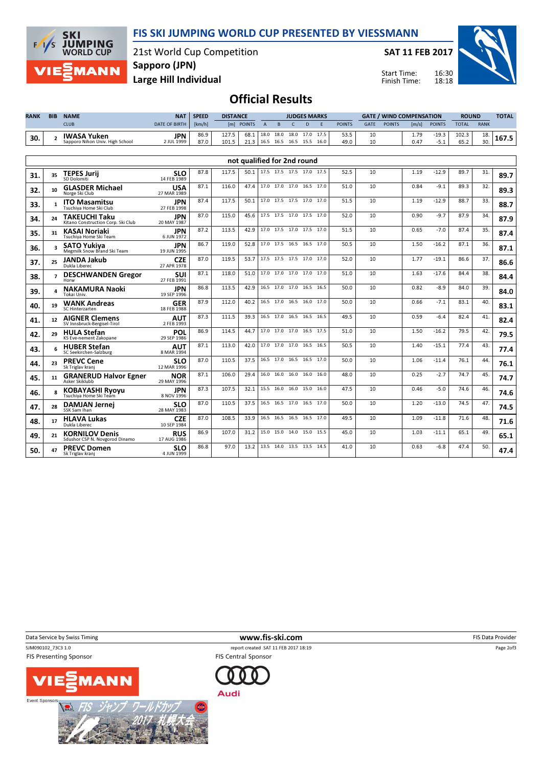# FIS SKI JUMPING WORLD CUP PRESENTED BY VIESSMANN

21st World Cup Competition
**Sapporo (JPN)**
**Large Hill Individual**

**SAT 11 FEB 2017**

Start Time: 16:30
Finish Time: 18:18

## Official Results

| RANK | BIB | NAME / CLUB | NAT / DATE OF BIRTH | SPEED [km/h] | DISTANCE [m] | DISTANCE POINTS | A | B | C | D | E | JUDGES POINTS | GATE | GATE POINTS | WIND [m/s] | WIND POINTS | ROUND TOTAL | ROUND RANK | TOTAL |
|---|---|---|---|---|---|---|---|---|---|---|---|---|---|---|---|---|---|---|---|
| 30. | 2 | IWASA Yuken / Sapporo Nihon Univ. High School | JPN / 2 JUL 1999 | 86.9 | 127.5 | 68.1 | 18.0 | 18.0 | 18.0 | 17.0 | 17.5 | 53.5 | 10 | | 1.79 | -19.3 | 102.3 | 18. | 167.5 |
| | | | | 87.0 | 101.5 | 21.3 | 16.5 | 16.5 | 16.5 | 15.5 | 16.0 | 49.0 | 10 | | 0.47 | -5.1 | 65.2 | 30. | |

**not qualified for 2nd round**

| RANK | BIB | NAME / CLUB | NAT / DATE OF BIRTH | SPEED [km/h] | DISTANCE [m] | DISTANCE POINTS | A | B | C | D | E | JUDGES POINTS | GATE | GATE POINTS | WIND [m/s] | WIND POINTS | ROUND TOTAL | ROUND RANK | TOTAL |
|---|---|---|---|---|---|---|---|---|---|---|---|---|---|---|---|---|---|---|---|
| 31. | 35 | TEPES Jurij / SD Dolomiti | SLO / 14 FEB 1989 | 87.8 | 117.5 | 50.1 | 17.5 | 17.5 | 17.5 | 17.0 | 17.5 | 52.5 | 10 | | 1.19 | -12.9 | 89.7 | 31. | 89.7 |
| 32. | 10 | GLASDER Michael / Norge Ski Club | USA / 27 MAR 1989 | 87.1 | 116.0 | 47.4 | 17.0 | 17.0 | 17.0 | 16.5 | 17.0 | 51.0 | 10 | | 0.84 | -9.1 | 89.3 | 32. | 89.3 |
| 33. | 1 | ITO Masamitsu / Tsuchiya Home Ski Club | JPN / 27 FEB 1998 | 87.4 | 117.5 | 50.1 | 17.0 | 17.5 | 17.5 | 17.0 | 17.0 | 51.5 | 10 | | 1.19 | -12.9 | 88.7 | 33. | 88.7 |
| 34. | 24 | TAKEUCHI Taku / Kitano Construction Corp. Ski Club | JPN / 20 MAY 1987 | 87.0 | 115.0 | 45.6 | 17.5 | 17.5 | 17.0 | 17.5 | 17.0 | 52.0 | 10 | | 0.90 | -9.7 | 87.9 | 34. | 87.9 |
| 35. | 31 | KASAI Noriaki / Tsuchiya Home Ski Team | JPN / 6 JUN 1972 | 87.2 | 113.5 | 42.9 | 17.0 | 17.5 | 17.0 | 17.5 | 17.0 | 51.5 | 10 | | 0.65 | -7.0 | 87.4 | 35. | 87.4 |
| 36. | 3 | SATO Yukiya / Megmilk Snow Brand Ski Team | JPN / 19 JUN 1995 | 86.7 | 119.0 | 52.8 | 17.0 | 17.5 | 16.5 | 16.5 | 17.0 | 50.5 | 10 | | 1.50 | -16.2 | 87.1 | 36. | 87.1 |
| 37. | 25 | JANDA Jakub / Dukla Liberec | CZE / 27 APR 1978 | 87.0 | 119.5 | 53.7 | 17.5 | 17.5 | 17.5 | 17.0 | 17.0 | 52.0 | 10 | | 1.77 | -19.1 | 86.6 | 37. | 86.6 |
| 38. | 7 | DESCHWANDEN Gregor / Horw | SUI / 27 FEB 1991 | 87.1 | 118.0 | 51.0 | 17.0 | 17.0 | 17.0 | 17.0 | 17.0 | 51.0 | 10 | | 1.63 | -17.6 | 84.4 | 38. | 84.4 |
| 39. | 4 | NAKAMURA Naoki / Tokai Univ. | JPN / 19 SEP 1996 | 86.8 | 113.5 | 42.9 | 16.5 | 17.0 | 17.0 | 16.5 | 16.5 | 50.0 | 10 | | 0.82 | -8.9 | 84.0 | 39. | 84.0 |
| 40. | 19 | WANK Andreas / SC Hinterzarten | GER / 18 FEB 1988 | 87.9 | 112.0 | 40.2 | 16.5 | 17.0 | 16.5 | 16.0 | 17.0 | 50.0 | 10 | | 0.66 | -7.1 | 83.1 | 40. | 83.1 |
| 41. | 12 | AIGNER Clemens / SV Innsbruck-Bergisel-Tirol | AUT / 2 FEB 1993 | 87.3 | 111.5 | 39.3 | 16.5 | 17.0 | 16.5 | 16.5 | 16.5 | 49.5 | 10 | | 0.59 | -6.4 | 82.4 | 41. | 82.4 |
| 42. | 29 | HULA Stefan / KS Eve-nement Zakopane | POL / 29 SEP 1986 | 86.9 | 114.5 | 44.7 | 17.0 | 17.0 | 17.0 | 16.5 | 17.5 | 51.0 | 10 | | 1.50 | -16.2 | 79.5 | 42. | 79.5 |
| 43. | 6 | HUBER Stefan / SC Seekirchen-Salzburg | AUT / 8 MAR 1994 | 87.1 | 113.0 | 42.0 | 17.0 | 17.0 | 17.0 | 16.5 | 16.5 | 50.5 | 10 | | 1.40 | -15.1 | 77.4 | 43. | 77.4 |
| 44. | 23 | PREVC Cene / Sk Triglav kranj | SLO / 12 MAR 1996 | 87.0 | 110.5 | 37.5 | 16.5 | 17.0 | 16.5 | 16.5 | 17.0 | 50.0 | 10 | | 1.06 | -11.4 | 76.1 | 44. | 76.1 |
| 45. | 11 | GRANERUD Halvor Egner / Asker Skiklubb | NOR / 29 MAY 1996 | 87.1 | 106.0 | 29.4 | 16.0 | 16.0 | 16.0 | 16.0 | 16.0 | 48.0 | 10 | | 0.25 | -2.7 | 74.7 | 45. | 74.7 |
| 46. | 8 | KOBAYASHI Ryoyu / Tsuchiya Home Ski Team | JPN / 8 NOV 1996 | 87.3 | 107.5 | 32.1 | 15.5 | 16.0 | 16.0 | 15.0 | 16.0 | 47.5 | 10 | | 0.46 | -5.0 | 74.6 | 46. | 74.6 |
| 47. | 28 | DAMJAN Jernej / SSK Sam Ihan | SLO / 28 MAY 1983 | 87.0 | 110.5 | 37.5 | 16.5 | 16.5 | 17.0 | 16.5 | 17.0 | 50.0 | 10 | | 1.20 | -13.0 | 74.5 | 47. | 74.5 |
| 48. | 17 | HLAVA Lukas / Dukla Liberec | CZE / 10 SEP 1984 | 87.0 | 108.5 | 33.9 | 16.5 | 16.5 | 16.5 | 16.5 | 17.0 | 49.5 | 10 | | 1.09 | -11.8 | 71.6 | 48. | 71.6 |
| 49. | 21 | KORNILOV Denis / Sdushor CSP N. Novgorod Dinamo | RUS / 17 AUG 1986 | 86.9 | 107.0 | 31.2 | 15.0 | 15.0 | 14.0 | 15.0 | 15.5 | 45.0 | 10 | | 1.03 | -11.1 | 65.1 | 49. | 65.1 |
| 50. | 47 | PREVC Domen / Sk Triglav kranj | SLO / 4 JUN 1999 | 86.8 | 97.0 | 13.2 | 13.5 | 14.0 | 13.5 | 13.5 | 14.5 | 41.0 | 10 | | 0.63 | -6.8 | 47.4 | 50. | 47.4 |

Data Service by Swiss Timing — www.fis-ski.com — FIS Data Provider

SJM090102_73C3 1.0 — report created SAT 11 FEB 2017 18:19

FIS Presenting Sponsor — FIS Central Sponsor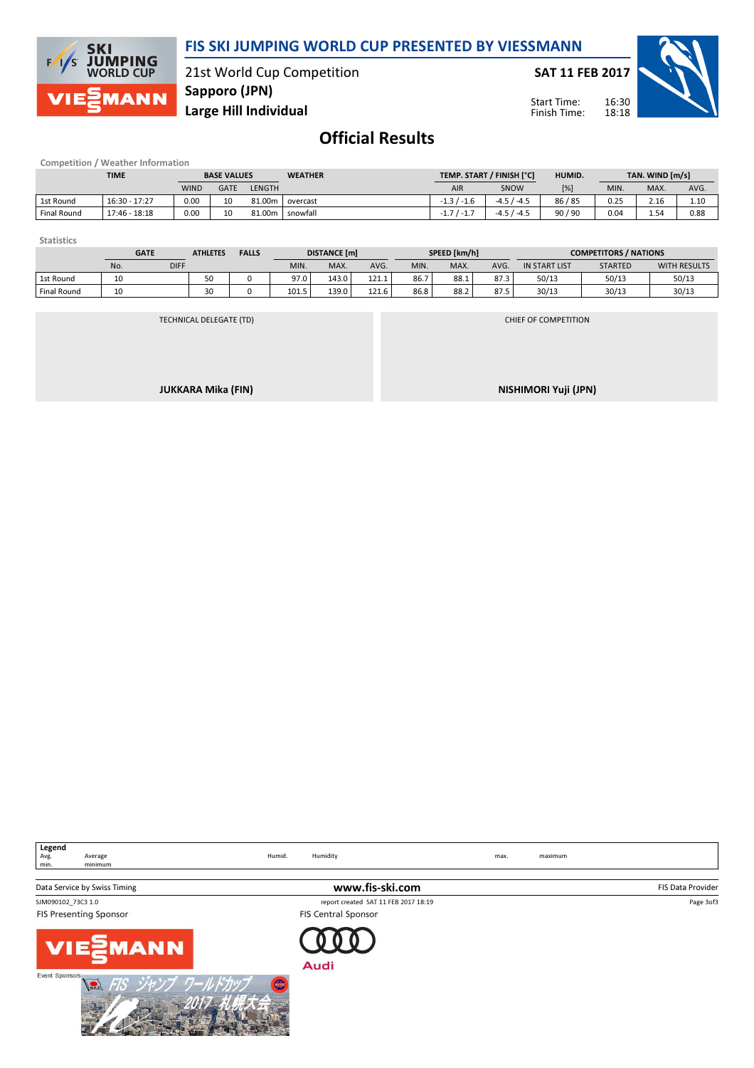# FIS SKI JUMPING WORLD CUP PRESENTED BY VIESSMANN

21st World Cup Competition
**Sapporo (JPN)**
**Large Hill Individual**

**SAT 11 FEB 2017**

Start Time: 16:30
Finish Time: 18:18

## Official Results

Competition / Weather Information

| TIME | | BASE VALUES | | | WEATHER | TEMP. START / FINISH [°C] | | HUMID. | TAN. WIND [m/s] | | |
|---|---|---|---|---|---|---|---|---|---|---|---|
| | | WIND | GATE | LENGTH | | AIR | SNOW | [%] | MIN. | MAX. | AVG. |
| 1st Round | 16:30 - 17:27 | 0.00 | 10 | 81.00m | overcast | -1.3 / -1.6 | -4.5 / -4.5 | 86 / 85 | 0.25 | 2.16 | 1.10 |
| Final Round | 17:46 - 18:18 | 0.00 | 10 | 81.00m | snowfall | -1.7 / -1.7 | -4.5 / -4.5 | 90 / 90 | 0.04 | 1.54 | 0.88 |

Statistics

| | GATE | | ATHLETES | FALLS | DISTANCE [m] | | | SPEED [km/h] | | | COMPETITORS / NATIONS | | |
|---|---|---|---|---|---|---|---|---|---|---|---|---|---|
| | No. | DIFF | | | MIN. | MAX. | AVG. | MIN. | MAX. | AVG. | IN START LIST | STARTED | WITH RESULTS |
| 1st Round | 10 | | 50 | 0 | 97.0 | 143.0 | 121.1 | 86.7 | 88.1 | 87.3 | 50/13 | 50/13 | 50/13 |
| Final Round | 10 | | 30 | 0 | 101.5 | 139.0 | 121.6 | 86.8 | 88.2 | 87.5 | 30/13 | 30/13 | 30/13 |

TECHNICAL DELEGATE (TD)

**JUKKARA Mika (FIN)**

CHIEF OF COMPETITION

**NISHIMORI Yuji (JPN)**

**Legend**

| | | | | | |
|---|---|---|---|---|---|
| Avg. | Average | Humid. | Humidity | max. | maximum |
| min. | minimum | | | | |

Data Service by Swiss Timing — www.fis-ski.com — FIS Data Provider

SJM090102_73C3 1.0 — report created SAT 11 FEB 2017 18:19

FIS Presenting Sponsor: VIESSMANN

FIS Central Sponsor: Audi

Event Sponsors: FIS ジャンプ ワールドカップ 2017 札幌大会